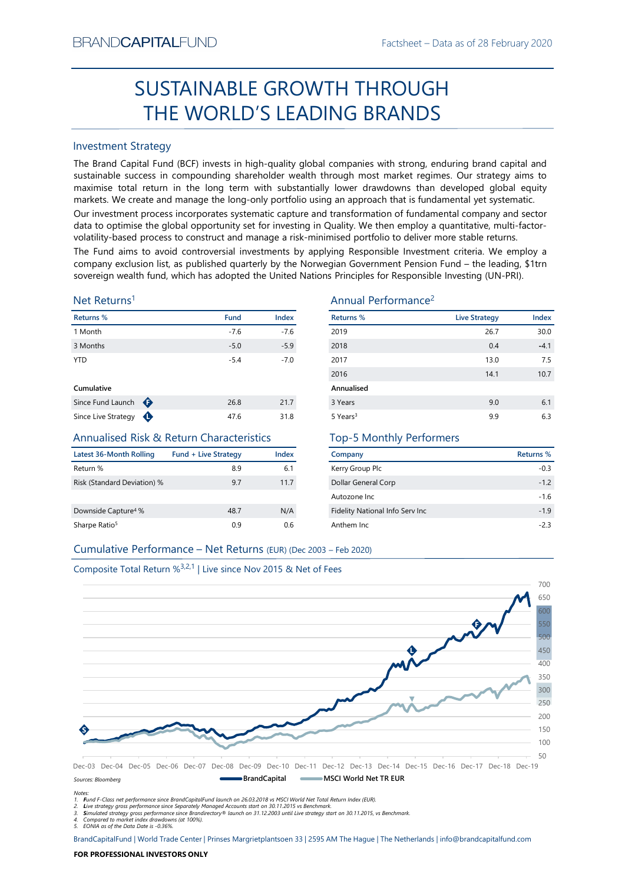BRANDCAPITALFUND

Factsheet – Data as of 28 February 2020

# SUSTAINABLE GROWTH THROUGH THE WORLD'S LEADING BRANDS

## Investment Strategy

The Brand Capital Fund (BCF) invests in high-quality global companies with strong, enduring brand capital and sustainable success in compounding shareholder wealth through most market regimes. Our strategy aims to maximise total return in the long term with substantially lower drawdowns than developed global equity markets. We create and manage the long-only portfolio using an approach that is fundamental yet systematic.

Our investment process incorporates systematic capture and transformation of fundamental company and sector data to optimise the global opportunity set for investing in Quality. We then employ a quantitative, multi-factor-volatility-based process to construct and manage a risk-minimised portfolio to deliver more stable returns.

The Fund aims to avoid controversial investments by applying Responsible Investment criteria. We employ a company exclusion list, as published quarterly by the Norwegian Government Pension Fund – the leading, $1trn sovereign wealth fund, which has adopted the United Nations Principles for Responsible Investing (UN-PRI).

## Net Returns[1]

| Returns % | Fund | Index |
|---|---|---|
| 1 Month | -7.6 | -7.6 |
| 3 Months | -5.0 | -5.9 |
| YTD | -5.4 | -7.0 |
| **Cumulative** | | |
| Since Fund Launch | 26.8 | 21.7 |
| Since Live Strategy | 47.6 | 31.8 |

## Annual Performance[2]

| Returns % | Live Strategy | Index |
|---|---|---|
| 2019 | 26.7 | 30.0 |
| 2018 | 0.4 | -4.1 |
| 2017 | 13.0 | 7.5 |
| 2016 | 14.1 | 10.7 |
| **Annualised** | | |
| 3 Years | 9.0 | 6.1 |
| 5 Years[3] | 9.9 | 6.3 |

## Annualised Risk & Return Characteristics

| Latest 36-Month Rolling | Fund + Live Strategy | Index |
|---|---|---|
| Return % | 8.9 | 6.1 |
| Risk (Standard Deviation) % | 9.7 | 11.7 |
| Downside Capture[4] % | 48.7 | N/A |
| Sharpe Ratio[5] | 0.9 | 0.6 |

## Top-5 Monthly Performers

| Company | Returns % |
|---|---|
| Kerry Group Plc | -0.3 |
| Dollar General Corp | -1.2 |
| Autozone Inc | -1.6 |
| Fidelity National Info Serv Inc | -1.9 |
| Anthem Inc | -2.3 |

## Cumulative Performance – Net Returns (EUR) (Dec 2003 – Feb 2020)

Composite Total Return %[3,2,1] | Live since Nov 2015 & Net of Fees

Sources: Bloomberg — BrandCapital — MSCI World Net TR EUR

Notes:
1. Fund F-Class net performance since BrandCapitalFund launch on 26.03.2018 vs MSCI World Net Total Return Index (EUR).
2. Live strategy gross performance since Separately Managed Accounts start on 30.11.2015 vs Benchmark.
3. Simulated strategy gross performance since Brandirectory® launch on 31.12.2003 until Live strategy start on 30.11.2015, vs Benchmark.
4. Compared to market index drawdowns (at 100%).
5. EONIA as of the Data Date is -0.36%.

BrandCapitalFund | World Trade Center | Prinses Margrietplantsoen 33 | 2595 AM The Hague | The Netherlands | info@brandcapitalfund.com

**FOR PROFESSIONAL INVESTORS ONLY**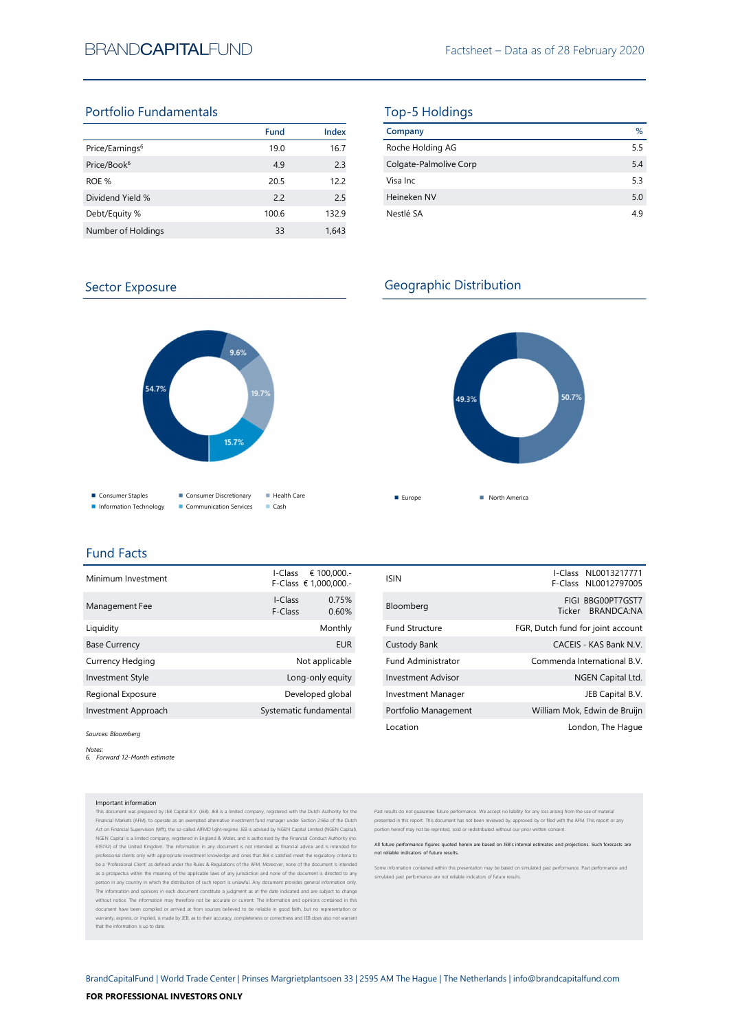BRANDCAPITALFUND

Factsheet – Data as of 28 February 2020

## Portfolio Fundamentals

| | Fund | Index |
|---|---|---|
| Price/Earnings[6] | 19.0 | 16.7 |
| Price/Book[6] | 4.9 | 2.3 |
| ROE % | 20.5 | 12.2 |
| Dividend Yield % | 2.2 | 2.5 |
| Debt/Equity % | 100.6 | 132.9 |
| Number of Holdings | 33 | 1,643 |

## Top-5 Holdings

| Company | % |
|---|---|
| Roche Holding AG | 5.5 |
| Colgate-Palmolive Corp | 5.4 |
| Visa Inc | 5.3 |
| Heineken NV | 5.0 |
| Nestlé SA | 4.9 |

## Sector Exposure

9.6%
19.7%
15.7%
54.7%

Consumer Staples
Consumer Discretionary
Health Care
Information Technology
Communication Services
Cash

## Geographic Distribution

49.3%
50.7%

Europe
North America

## Fund Facts

| | |
|---|---|
| Minimum Investment | I-Class € 100,000.- F-Class € 1,000,000.- |
| Management Fee | I-Class 0.75% F-Class 0.60% |
| Liquidity | Monthly |
| Base Currency | EUR |
| Currency Hedging | Not applicable |
| Investment Style | Long-only equity |
| Regional Exposure | Developed global |
| Investment Approach | Systematic fundamental |

| | |
|---|---|
| ISIN | I-Class NL0013217771 F-Class NL0012797005 |
| Bloomberg | FIGI BBG00PT7GST7 Ticker BRANDCA:NA |
| Fund Structure | FGR, Dutch fund for joint account |
| Custody Bank | CACEIS - KAS Bank N.V. |
| Fund Administrator | Commenda International B.V. |
| Investment Advisor | NGEN Capital Ltd. |
| Investment Manager | JEB Capital B.V. |
| Portfolio Management | William Mok, Edwin de Bruijn |
| Location | London, The Hague |

*Sources: Bloomberg*

*Notes:*
*6. Forward 12-Month estimate*

Important information

This document was prepared by JEB Capital B.V. (JEB). JEB is a limited company, registered with the Dutch Authority for the Financial Markets (AFM), to operate as an exempted alternative investment fund manager under Section 2:66a of the Dutch Act on Financial Supervision (Wft), the so-called AIFMD light-regime. JEB is advised by NGEN Capital Limited (NGEN Capital). NGEN Capital is a limited company, registered in England & Wales, and is authorised by the Financial Conduct Authority (no. 615732) of the United Kingdom. The information in any document is not intended as financial advice and is intended for professional clients only with appropriate investment knowledge and ones that JEB is satisfied meet the regulatory criteria to be a 'Professional Client' as defined under the Rules & Regulations of the AFM. Moreover, none of the document is intended as a prospectus within the meaning of the applicable laws of any jurisdiction and none of the document is directed to any person in any country in which the distribution of such report is unlawful. Any document provides general information only. The information and opinions in each document constitute a judgment as at the date indicated and are subject to change without notice. The information may therefore not be accurate or current. The information and opinions contained in this document have been compiled or arrived at from sources believed to be reliable in good faith, but no representation or warranty, express, or implied, is made by JEB, as to their accuracy, completeness or correctness and JEB does also not warrant that the information is up to date.

Past results do not guarantee future performance. We accept no liability for any loss arising from the use of material presented in this report. This document has not been reviewed by, approved by or filed with the AFM. This report or any portion hereof may not be reprinted, sold or redistributed without our prior written consent.

All future performance figures quoted herein are based on JEB's internal estimates and projections. Such forecasts are not reliable indicators of future results.

Some information contained within this presentation may be based on simulated past performance. Past performance and simulated past performance are not reliable indicators of future results.

BrandCapitalFund | World Trade Center | Prinses Margrietplantsoen 33 | 2595 AM The Hague | The Netherlands | info@brandcapitalfund.com

**FOR PROFESSIONAL INVESTORS ONLY**